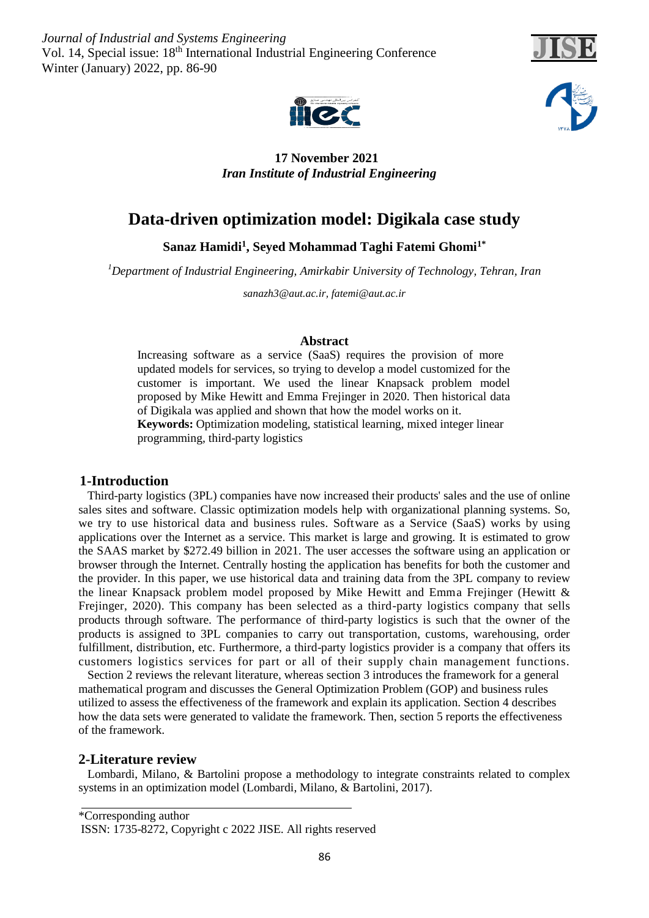17 November 2021
*Iran Institute of Industrial Engineering*

# Data-driven optimization model: Digikala case study

**Sanaz Hamidi[1], Seyed Mohammad Taghi Fatemi Ghomi[1*]**

*[1]Department of Industrial Engineering, Amirkabir University of Technology, Tehran, Iran*

*sanazh3@aut.ac.ir, fatemi@aut.ac.ir*

## Abstract

Increasing software as a service (SaaS) requires the provision of more updated models for services, so trying to develop a model customized for the customer is important. We used the linear Knapsack problem model proposed by Mike Hewitt and Emma Frejinger in 2020. Then historical data of Digikala was applied and shown that how the model works on it.

**Keywords:** Optimization modeling, statistical learning, mixed integer linear programming, third-party logistics

## 1-Introduction

Third-party logistics (3PL) companies have now increased their products' sales and the use of online sales sites and software. Classic optimization models help with organizational planning systems. So, we try to use historical data and business rules. Software as a Service (SaaS) works by using applications over the Internet as a service. This market is large and growing. It is estimated to grow the SAAS market by $272.49 billion in 2021. The user accesses the software using an application or browser through the Internet. Centrally hosting the application has benefits for both the customer and the provider. In this paper, we use historical data and training data from the 3PL company to review the linear Knapsack problem model proposed by Mike Hewitt and Emma Frejinger (Hewitt & Frejinger, 2020). This company has been selected as a third-party logistics company that sells products through software. The performance of third-party logistics is such that the owner of the products is assigned to 3PL companies to carry out transportation, customs, warehousing, order fulfillment, distribution, etc. Furthermore, a third-party logistics provider is a company that offers its customers logistics services for part or all of their supply chain management functions.

Section 2 reviews the relevant literature, whereas section 3 introduces the framework for a general mathematical program and discusses the General Optimization Problem (GOP) and business rules utilized to assess the effectiveness of the framework and explain its application. Section 4 describes how the data sets were generated to validate the framework. Then, section 5 reports the effectiveness of the framework.

## 2-Literature review

Lombardi, Milano, & Bartolini propose a methodology to integrate constraints related to complex systems in an optimization model (Lombardi, Milano, & Bartolini, 2017).

---

*Corresponding author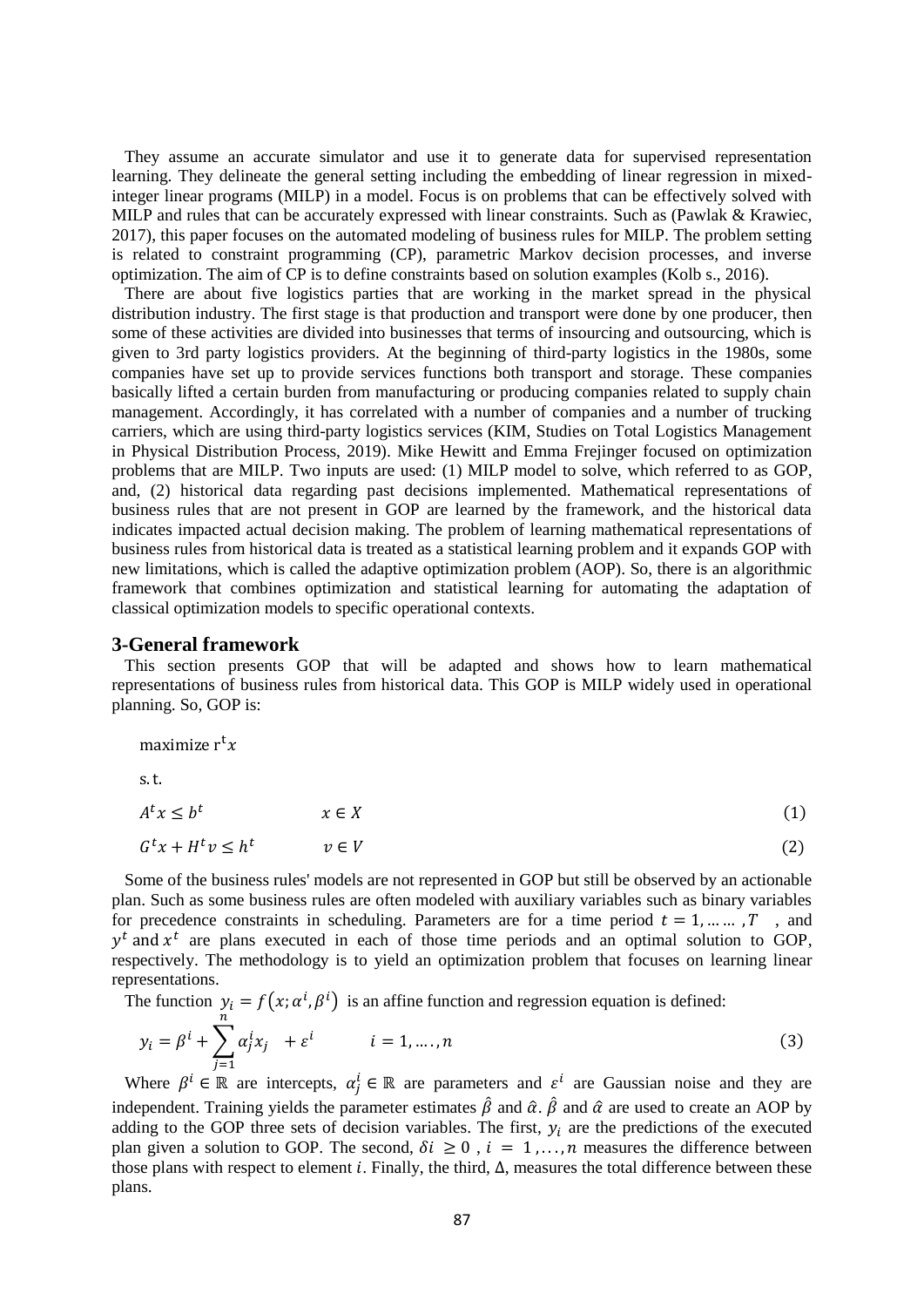They assume an accurate simulator and use it to generate data for supervised representation learning. They delineate the general setting including the embedding of linear regression in mixed-integer linear programs (MILP) in a model. Focus is on problems that can be effectively solved with MILP and rules that can be accurately expressed with linear constraints. Such as (Pawlak & Krawiec, 2017), this paper focuses on the automated modeling of business rules for MILP. The problem setting is related to constraint programming (CP), parametric Markov decision processes, and inverse optimization. The aim of CP is to define constraints based on solution examples (Kolb s., 2016).

There are about five logistics parties that are working in the market spread in the physical distribution industry. The first stage is that production and transport were done by one producer, then some of these activities are divided into businesses that terms of insourcing and outsourcing, which is given to 3rd party logistics providers. At the beginning of third-party logistics in the 1980s, some companies have set up to provide services functions both transport and storage. These companies basically lifted a certain burden from manufacturing or producing companies related to supply chain management. Accordingly, it has correlated with a number of companies and a number of trucking carriers, which are using third-party logistics services (KIM, Studies on Total Logistics Management in Physical Distribution Process, 2019). Mike Hewitt and Emma Frejinger focused on optimization problems that are MILP. Two inputs are used: (1) MILP model to solve, which referred to as GOP, and, (2) historical data regarding past decisions implemented. Mathematical representations of business rules that are not present in GOP are learned by the framework, and the historical data indicates impacted actual decision making. The problem of learning mathematical representations of business rules from historical data is treated as a statistical learning problem and it expands GOP with new limitations, which is called the adaptive optimization problem (AOP). So, there is an algorithmic framework that combines optimization and statistical learning for automating the adaptation of classical optimization models to specific operational contexts.

## 3-General framework

This section presents GOP that will be adapted and shows how to learn mathematical representations of business rules from historical data. This GOP is MILP widely used in operational planning. So, GOP is:

$$\text{maximize } r^t x$$

$$\text{s.t.}$$

$$A^t x \leq b^t \qquad x \in X \tag{1}$$

$$G^t x + H^t v \leq h^t \qquad v \in V \tag{2}$$

Some of the business rules' models are not represented in GOP but still be observed by an actionable plan. Such as some business rules are often modeled with auxiliary variables such as binary variables for precedence constraints in scheduling. Parameters are for a time period $t = 1, \dots\dots, T$ , and $y^t$ and $x^t$ are plans executed in each of those time periods and an optimal solution to GOP, respectively. The methodology is to yield an optimization problem that focuses on learning linear representations.

The function $y_i = f(x; \alpha^i, \beta^i)$ is an affine function and regression equation is defined:

$$y_i = \beta^i + \sum_{j=1}^{n} \alpha_j^i x_j + \varepsilon^i \qquad i = 1, \dots., n \tag{3}$$

Where $\beta^i \in \mathbb{R}$ are intercepts, $\alpha_j^i \in \mathbb{R}$ are parameters and $\varepsilon^i$ are Gaussian noise and they are independent. Training yields the parameter estimates $\hat{\beta}$ and $\hat{\alpha}$. $\hat{\beta}$ and $\hat{\alpha}$ are used to create an AOP by adding to the GOP three sets of decision variables. The first, $y_i$ are the predictions of the executed plan given a solution to GOP. The second, $\delta i \geq 0$ , $i = 1, \dots, n$ measures the difference between those plans with respect to element $i$. Finally, the third, $\Delta$, measures the total difference between these plans.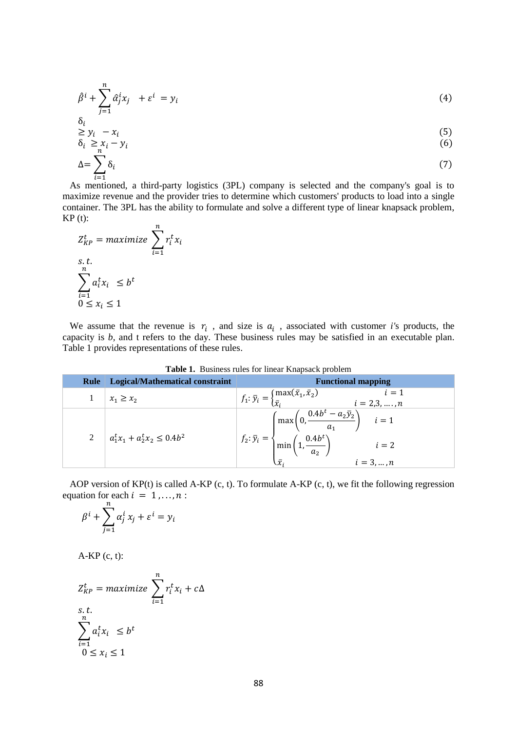$$\hat{\beta}^i + \sum_{j=1}^{n} \hat{\alpha}_j^i x_j \quad + \varepsilon^i = y_i \tag{4}$$

$$\delta_i \geq y_i \quad - x_i \tag{5}$$

$$\delta_i \geq x_i - y_i \tag{6}$$

$$\Delta = \sum_{i=1}^{n} \delta_i \tag{7}$$

As mentioned, a third-party logistics (3PL) company is selected and the company's goal is to maximize revenue and the provider tries to determine which customers' products to load into a single container. The 3PL has the ability to formulate and solve a different type of linear knapsack problem, KP (t):

$$Z_{KP}^t = maximize \sum_{i=1}^{n} r_i^t x_i$$

$$s.t.$$

$$\sum_{i=1}^{n} a_i^t x_i \quad \leq b^t$$

$$0 \leq x_i \leq 1$$

We assume that the revenue is $r_i$ , and size is $a_i$ , associated with customer *i*'s products, the capacity is *b*, and t refers to the day. These business rules may be satisfied in an executable plan. Table 1 provides representations of these rules.

**Table 1.** Business rules for linear Knapsack problem

| Rule | Logical/Mathematical constraint | Functional mapping |
|---|---|---|
| 1 | $x_1 \geq x_2$ | $f_1: \bar{y}_i = \begin{cases} \max(\bar{x}_1, \bar{x}_2) & i = 1 \\ \bar{x}_i & i = 2,3,\ldots,n \end{cases}$ |
| 2 | $a_1^t x_1 + a_2^t x_2 \leq 0.4b^2$ | $f_2: \bar{y}_i = \begin{cases} \max\left(0, \dfrac{0.4b^t - a_2\bar{y}_2}{a_1}\right) & i = 1 \\ \min\left(1, \dfrac{0.4b^t}{a_2}\right) & i = 2 \\ \bar{x}_i & i = 3,\ldots,n \end{cases}$ |

AOP version of KP(t) is called A-KP (c, t). To formulate A-KP (c, t), we fit the following regression equation for each $i = 1,\ldots,n$ :

$$\beta^i + \sum_{j=1}^{n} \alpha_j^i x_j + \varepsilon^i = y_i$$

A-KP (c, t):

$$Z_{KP}^t = maximize \sum_{i=1}^{n} r_i^t x_i + c\Delta$$

$$s.t.$$

$$\sum_{i=1}^{n} a_i^t x_i \quad \leq b^t$$

$$0 \leq x_i \leq 1$$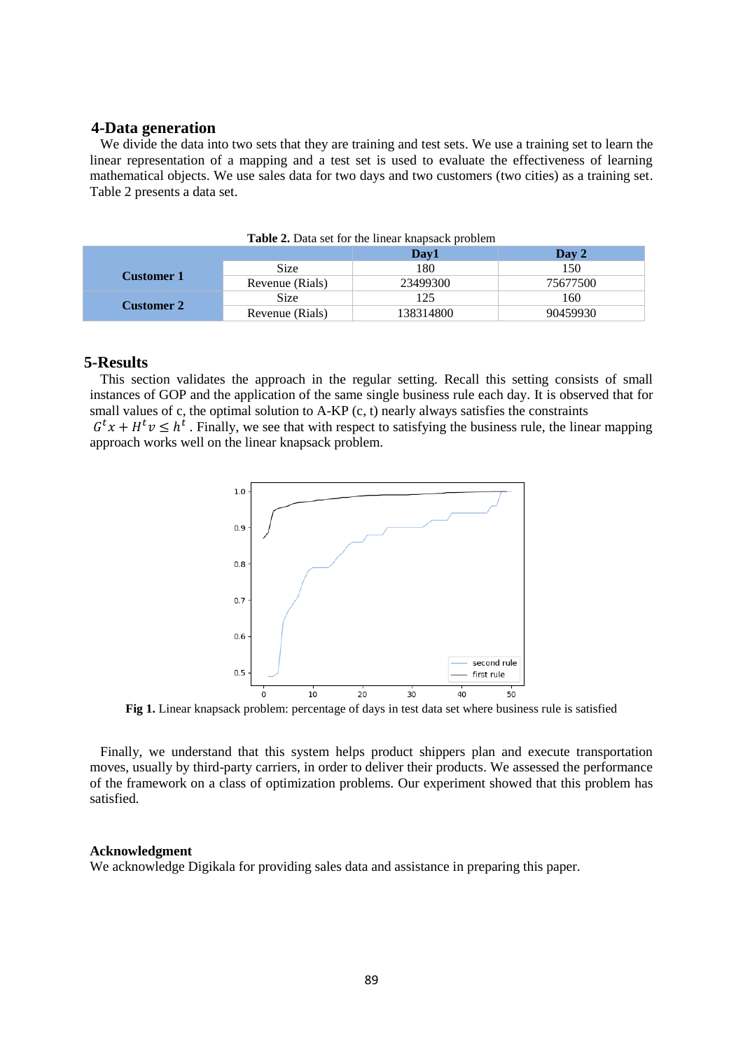## 4-Data generation

We divide the data into two sets that they are training and test sets. We use a training set to learn the linear representation of a mapping and a test set is used to evaluate the effectiveness of learning mathematical objects. We use sales data for two days and two customers (two cities) as a training set. Table 2 presents a data set.

**Table 2.** Data set for the linear knapsack problem

| | | Day1 | Day 2 |
|---|---|---|---|
| **Customer 1** | Size | 180 | 150 |
| | Revenue (Rials) | 23499300 | 75677500 |
| **Customer 2** | Size | 125 | 160 |
| | Revenue (Rials) | 138314800 | 90459930 |

## 5-Results

This section validates the approach in the regular setting. Recall this setting consists of small instances of GOP and the application of the same single business rule each day. It is observed that for small values of c, the optimal solution to A-KP (c, t) nearly always satisfies the constraints $G^t x + H^t v \leq h^t$. Finally, we see that with respect to satisfying the business rule, the linear mapping approach works well on the linear knapsack problem.

**Fig 1.** Linear knapsack problem: percentage of days in test data set where business rule is satisfied

Finally, we understand that this system helps product shippers plan and execute transportation moves, usually by third-party carriers, in order to deliver their products. We assessed the performance of the framework on a class of optimization problems. Our experiment showed that this problem has satisfied.

**Acknowledgment**

We acknowledge Digikala for providing sales data and assistance in preparing this paper.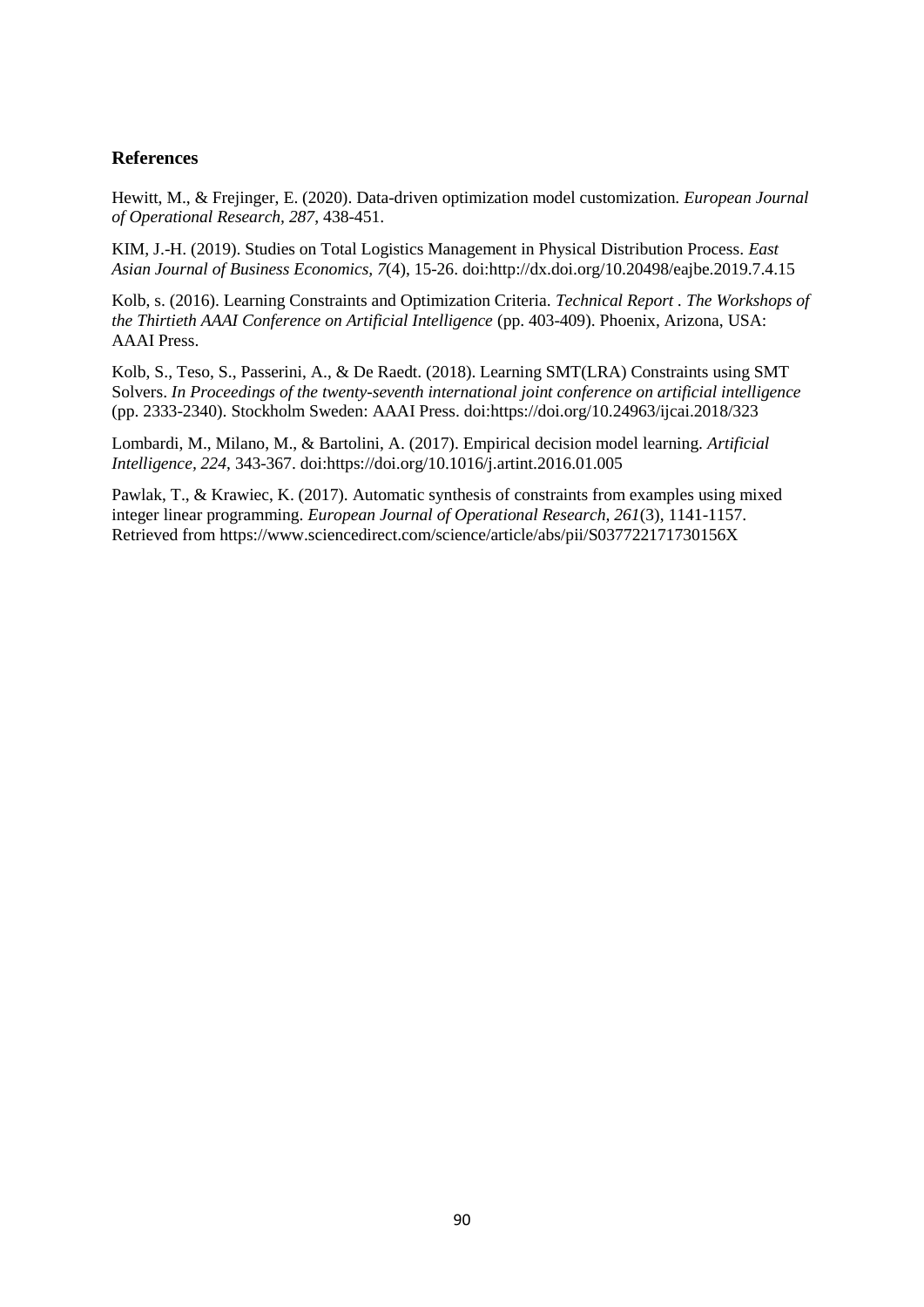## References

Hewitt, M., & Frejinger, E. (2020). Data-driven optimization model customization. *European Journal of Operational Research, 287*, 438-451.

KIM, J.-H. (2019). Studies on Total Logistics Management in Physical Distribution Process. *East Asian Journal of Business Economics, 7*(4), 15-26. doi:http://dx.doi.org/10.20498/eajbe.2019.7.4.15

Kolb, s. (2016). Learning Constraints and Optimization Criteria. *Technical Report . The Workshops of the Thirtieth AAAI Conference on Artificial Intelligence* (pp. 403-409). Phoenix, Arizona, USA: AAAI Press.

Kolb, S., Teso, S., Passerini, A., & De Raedt. (2018). Learning SMT(LRA) Constraints using SMT Solvers. *In Proceedings of the twenty-seventh international joint conference on artificial intelligence* (pp. 2333-2340). Stockholm Sweden: AAAI Press. doi:https://doi.org/10.24963/ijcai.2018/323

Lombardi, M., Milano, M., & Bartolini, A. (2017). Empirical decision model learning. *Artificial Intelligence, 224*, 343-367. doi:https://doi.org/10.1016/j.artint.2016.01.005

Pawlak, T., & Krawiec, K. (2017). Automatic synthesis of constraints from examples using mixed integer linear programming. *European Journal of Operational Research, 261*(3), 1141-1157. Retrieved from https://www.sciencedirect.com/science/article/abs/pii/S037722171730156X